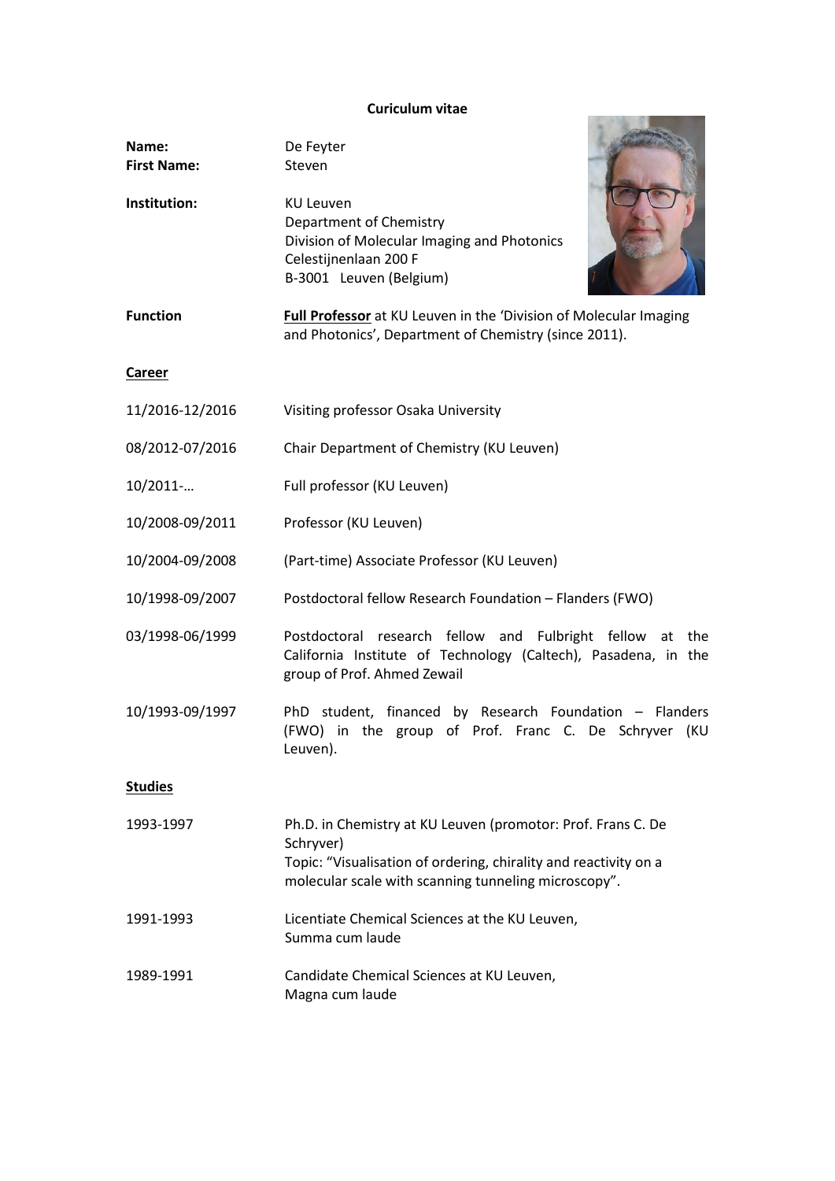# Curiculum vitae

| | |
|---|---|
| **Name:** | De Feyter |
| **First Name:** | Steven |
| **Institution:** | KU Leuven<br>Department of Chemistry<br>Division of Molecular Imaging and Photonics<br>Celestijnenlaan 200 F<br>B-3001 Leuven (Belgium) |
| **Function** | **Full Professor** at KU Leuven in the 'Division of Molecular Imaging and Photonics', Department of Chemistry (since 2011). |

## Career

| | |
|---|---|
| 11/2016-12/2016 | Visiting professor Osaka University |
| 08/2012-07/2016 | Chair Department of Chemistry (KU Leuven) |
| 10/2011-… | Full professor (KU Leuven) |
| 10/2008-09/2011 | Professor (KU Leuven) |
| 10/2004-09/2008 | (Part-time) Associate Professor (KU Leuven) |
| 10/1998-09/2007 | Postdoctoral fellow Research Foundation – Flanders (FWO) |
| 03/1998-06/1999 | Postdoctoral research fellow and Fulbright fellow at the California Institute of Technology (Caltech), Pasadena, in the group of Prof. Ahmed Zewail |
| 10/1993-09/1997 | PhD student, financed by Research Foundation – Flanders (FWO) in the group of Prof. Franc C. De Schryver (KU Leuven). |

## Studies

| | |
|---|---|
| 1993-1997 | Ph.D. in Chemistry at KU Leuven (promotor: Prof. Frans C. De Schryver)<br>Topic: "Visualisation of ordering, chirality and reactivity on a molecular scale with scanning tunneling microscopy". |
| 1991-1993 | Licentiate Chemical Sciences at the KU Leuven,<br>Summa cum laude |
| 1989-1991 | Candidate Chemical Sciences at KU Leuven,<br>Magna cum laude |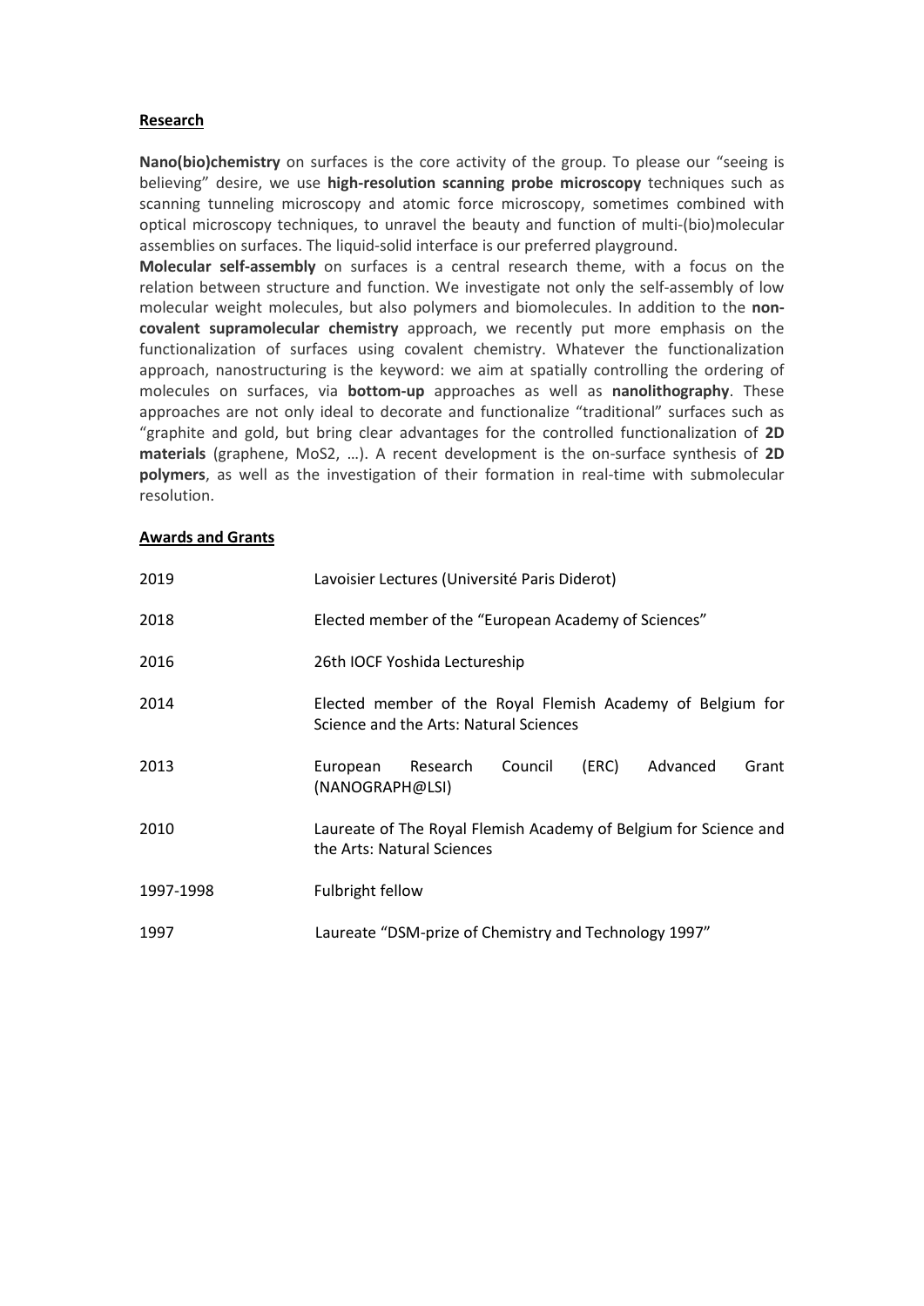**Research**

**Nano(bio)chemistry** on surfaces is the core activity of the group. To please our "seeing is believing" desire, we use **high-resolution scanning probe microscopy** techniques such as scanning tunneling microscopy and atomic force microscopy, sometimes combined with optical microscopy techniques, to unravel the beauty and function of multi-(bio)molecular assemblies on surfaces. The liquid-solid interface is our preferred playground.
**Molecular self-assembly** on surfaces is a central research theme, with a focus on the relation between structure and function. We investigate not only the self-assembly of low molecular weight molecules, but also polymers and biomolecules. In addition to the **non-covalent supramolecular chemistry** approach, we recently put more emphasis on the functionalization of surfaces using covalent chemistry. Whatever the functionalization approach, nanostructuring is the keyword: we aim at spatially controlling the ordering of molecules on surfaces, via **bottom-up** approaches as well as **nanolithography**. These approaches are not only ideal to decorate and functionalize "traditional" surfaces such as "graphite and gold, but bring clear advantages for the controlled functionalization of **2D materials** (graphene, MoS2, …). A recent development is the on-surface synthesis of **2D polymers**, as well as the investigation of their formation in real-time with submolecular resolution.

**Awards and Grants**

| | |
|---|---|
| 2019 | Lavoisier Lectures (Université Paris Diderot) |
| 2018 | Elected member of the "European Academy of Sciences" |
| 2016 | 26th IOCF Yoshida Lectureship |
| 2014 | Elected member of the Royal Flemish Academy of Belgium for Science and the Arts: Natural Sciences |
| 2013 | European Research Council (ERC) Advanced Grant (NANOGRAPH@LSI) |
| 2010 | Laureate of The Royal Flemish Academy of Belgium for Science and the Arts: Natural Sciences |
| 1997-1998 | Fulbright fellow |
| 1997 | Laureate "DSM-prize of Chemistry and Technology 1997" |